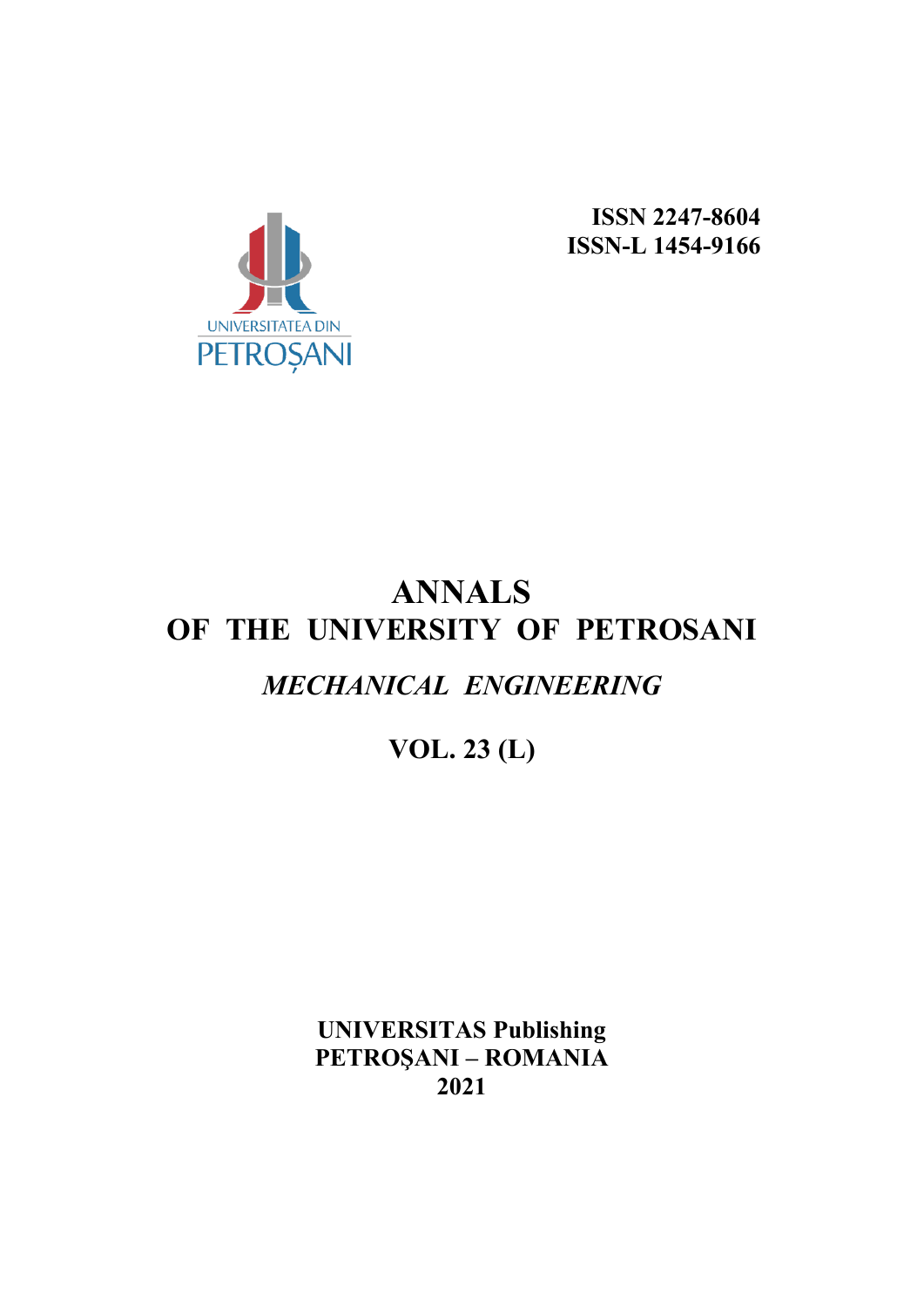UNIVERSITATEA DIN PETROȘANI

**ISSN 2247-8604**
**ISSN-L 1454-9166**

# ANNALS OF THE UNIVERSITY OF PETROSANI

## *MECHANICAL ENGINEERING*

## VOL. 23 (L)

**UNIVERSITAS Publishing**
**PETROŞANI – ROMANIA**
**2021**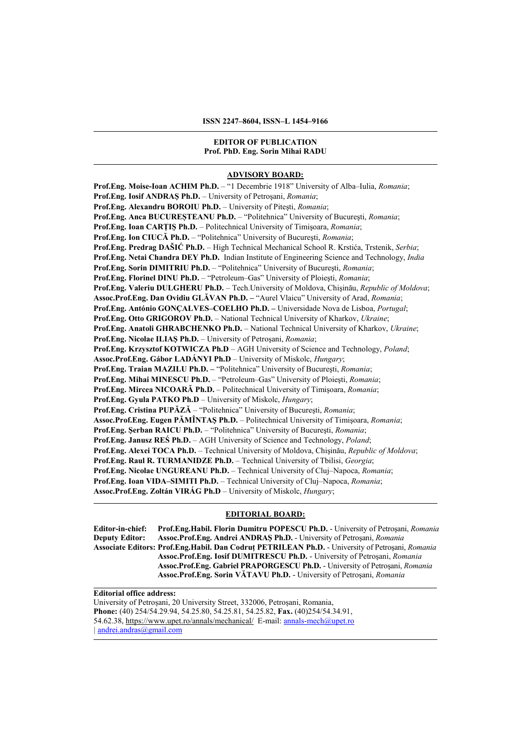**ISSN 2247–8604, ISSN–L 1454–9166**

---

**EDITOR OF PUBLICATION**
**Prof. PhD. Eng. Sorin Mihai RADU**

---

## ADVISORY BOARD:

**Prof.Eng. Moise-Ioan ACHIM Ph.D.** – "1 Decembrie 1918" University of Alba–Iulia, *Romania*;
**Prof.Eng. Iosif ANDRAŞ Ph.D.** – University of Petroşani, *Romania*;
**Prof.Eng. Alexandru BOROIU Ph.D.** – University of Piteşti, *Romania*;
**Prof.Eng. Anca BUCUREŞTEANU Ph.D.** – "Politehnica" University of Bucureşti, *Romania*;
**Prof.Eng. Ioan CARŢIŞ Ph.D.** – Politechnical University of Timişoara, *Romania*;
**Prof.Eng. Ion CIUCĂ Ph.D.** – "Politehnica" University of Bucureşti, *Romania*;
**Prof.Eng. Predrag DAŠIĆ Ph.D.** – High Technical Mechanical School R. Krstića, Trstenik, *Serbia*;
**Prof.Eng. Netai Chandra DEY Ph.D.** Indian Institute of Engineering Science and Technology, *India*
**Prof.Eng. Sorin DIMITRIU Ph.D.** – "Politehnica" University of Bucureşti, *Romania*;
**Prof.Eng. Florinel DINU Ph.D.** – "Petroleum–Gas" University of Ploieşti, *Romania*;
**Prof.Eng. Valeriu DULGHERU Ph.D.** – Tech.University of Moldova, Chişinău, *Republic of Moldova*;
**Assoc.Prof.Eng. Dan Ovidiu GLĂVAN Ph.D. –** "Aurel Vlaicu" University of Arad, *Romania*;
**Prof.Eng. António GONÇALVES–COELHO Ph.D. –** Universidade Nova de Lisboa, *Portugal*;
**Prof.Eng. Otto GRIGOROV Ph.D.** – National Technical University of Kharkov, *Ukraine*;
**Prof.Eng. Anatoli GHRABCHENKO Ph.D.** – National Technical University of Kharkov, *Ukraine*;
**Prof.Eng. Nicolae ILIAŞ Ph.D.** – University of Petroşani, *Romania*;
**Prof.Eng. Krzysztof KOTWICZA Ph.D** – AGH University of Science and Technology, *Poland*;
**Assoc.Prof.Eng. Gábor LADÁNYI Ph.D** – University of Miskolc, *Hungary*;
**Prof.Eng. Traian MAZILU Ph.D. –** "Politehnica" University of Bucureşti, *Romania*;
**Prof.Eng. Mihai MINESCU Ph.D.** – "Petroleum–Gas" University of Ploieşti, *Romania*;
**Prof.Eng. Mircea NICOARĂ Ph.D.** – Politechnical University of Timişoara, *Romania*;
**Prof.Eng. Gyula PATKO Ph.D** – University of Miskolc, *Hungary*;
**Prof.Eng. Cristina PUPĂZĂ** – "Politehnica" University of Bucureşti, *Romania*;
**Assoc.Prof.Eng. Eugen PĂMÎNTAŞ Ph.D.** – Politechnical University of Timişoara, *Romania*;
**Prof.Eng. Şerban RAICU Ph.D.** – "Politehnica" University of Bucureşti, *Romania*;
**Prof.Eng. Janusz REŚ Ph.D.** – AGH University of Science and Technology, *Poland*;
**Prof.Eng. Alexei TOCA Ph.D.** – Technical University of Moldova, Chişinău, *Republic of Moldova*;
**Prof.Eng. Raul R. TURMANIDZE Ph.D.** – Technical University of Tbilisi, *Georgia*;
**Prof.Eng. Nicolae UNGUREANU Ph.D.** – Technical University of Cluj–Napoca, *Romania*;
**Prof.Eng. Ioan VIDA–SIMITI Ph.D.** – Technical University of Cluj–Napoca, *Romania*;
**Assoc.Prof.Eng. Zoltán VIRÁG Ph.D** – University of Miskolc, *Hungary*;

---

## EDITORIAL BOARD:

**Editor-in-chief:** **Prof.Eng.Habil. Florin Dumitru POPESCU Ph.D.** - University of Petroşani, *Romania*
**Deputy Editor:** **Assoc.Prof.Eng. Andrei ANDRAŞ Ph.D.** - University of Petroşani, *Romania*
**Associate Editors:** **Prof.Eng.Habil. Dan Codruţ PETRILEAN Ph.D.** - University of Petroşani, *Romania*
**Assoc.Prof.Eng. Iosif DUMITRESCU Ph.D.** - University of Petroşani, *Romania*
**Assoc.Prof.Eng. Gabriel PRAPORGESCU Ph.D.** - University of Petroşani, *Romania*
**Assoc.Prof.Eng. Sorin VĂTAVU Ph.D.** - University of Petroşani, *Romania*

---

**Editorial office address:**
University of Petroşani, 20 University Street, 332006, Petroşani, Romania,
**Phone:** (40) 254/54.29.94, 54.25.80, 54.25.81, 54.25.82, **Fax.** (40)254/54.34.91, 54.62.38, https://www.upet.ro/annals/mechanical/ E-mail: annals-mech@upet.ro | andrei.andras@gmail.com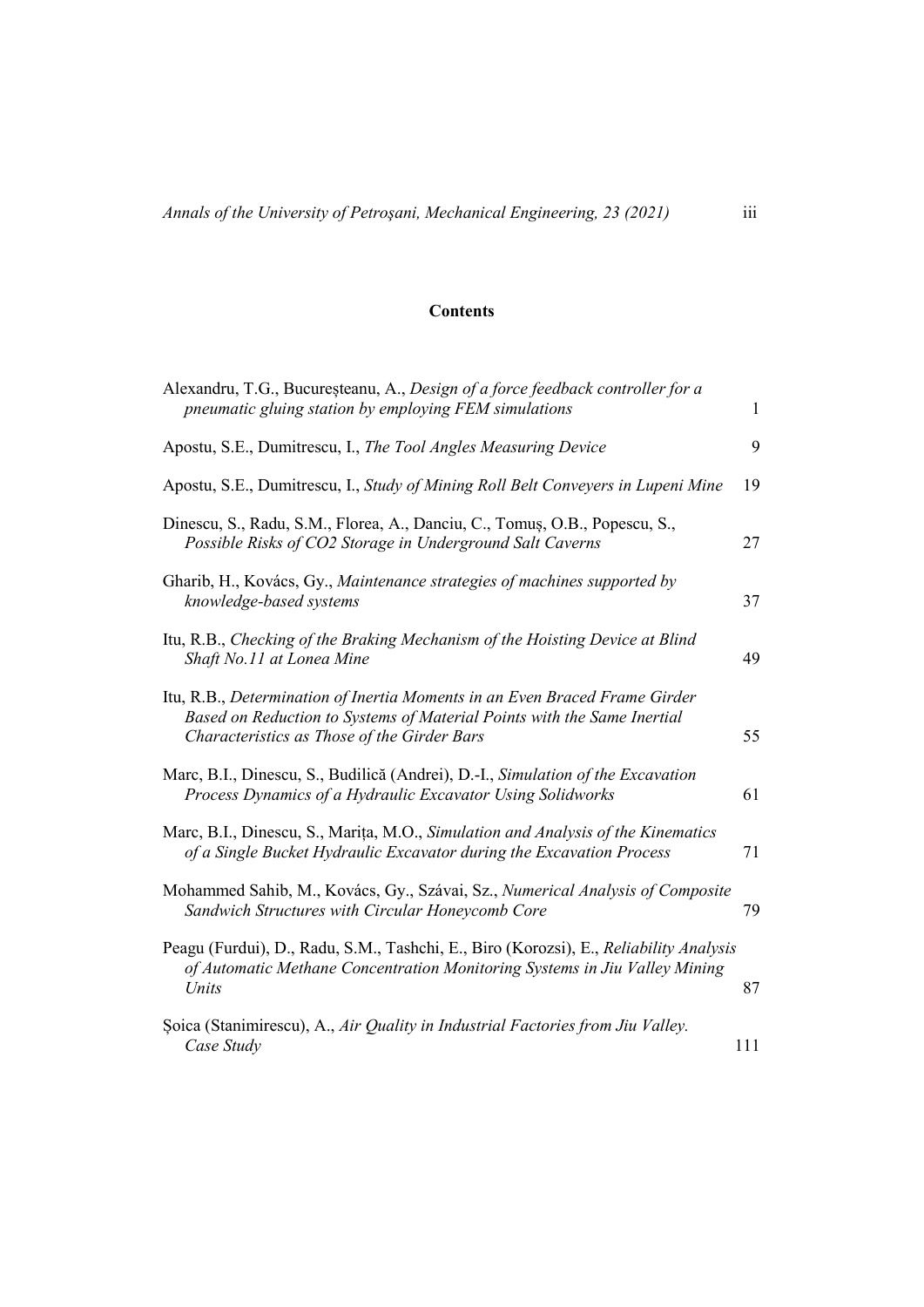## Contents

| | |
|---|---|
| Alexandru, T.G., Bucureșteanu, A., *Design of a force feedback controller for a pneumatic gluing station by employing FEM simulations* | 1 |
| Apostu, S.E., Dumitrescu, I., *The Tool Angles Measuring Device* | 9 |
| Apostu, S.E., Dumitrescu, I., *Study of Mining Roll Belt Conveyers in Lupeni Mine* | 19 |
| Dinescu, S., Radu, S.M., Florea, A., Danciu, C., Tomuș, O.B., Popescu, S., *Possible Risks of CO2 Storage in Underground Salt Caverns* | 27 |
| Gharib, H., Kovács, Gy., *Maintenance strategies of machines supported by knowledge-based systems* | 37 |
| Itu, R.B., *Checking of the Braking Mechanism of the Hoisting Device at Blind Shaft No.11 at Lonea Mine* | 49 |
| Itu, R.B., *Determination of Inertia Moments in an Even Braced Frame Girder Based on Reduction to Systems of Material Points with the Same Inertial Characteristics as Those of the Girder Bars* | 55 |
| Marc, B.I., Dinescu, S., Budilică (Andrei), D.-I., *Simulation of the Excavation Process Dynamics of a Hydraulic Excavator Using Solidworks* | 61 |
| Marc, B.I., Dinescu, S., Marița, M.O., *Simulation and Analysis of the Kinematics of a Single Bucket Hydraulic Excavator during the Excavation Process* | 71 |
| Mohammed Sahib, M., Kovács, Gy., Szávai, Sz., *Numerical Analysis of Composite Sandwich Structures with Circular Honeycomb Core* | 79 |
| Peagu (Furdui), D., Radu, S.M., Tashchi, E., Biro (Korozsi), E., *Reliability Analysis of Automatic Methane Concentration Monitoring Systems in Jiu Valley Mining Units* | 87 |
| Șoica (Stanimirescu), A., *Air Quality in Industrial Factories from Jiu Valley. Case Study* | 111 |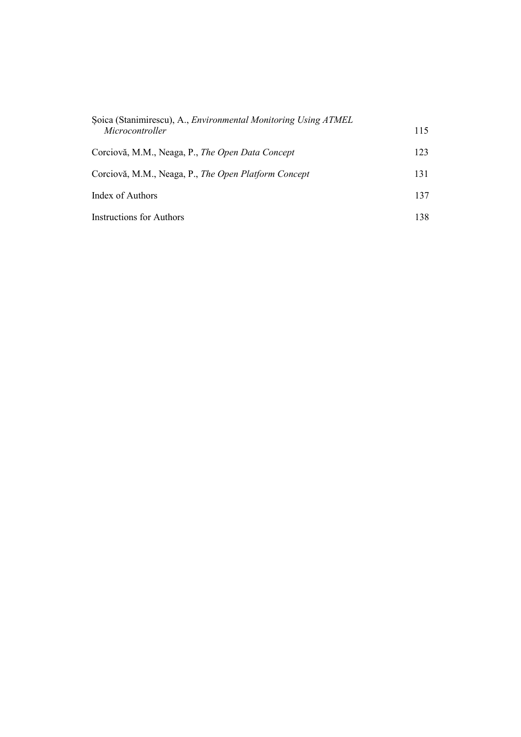Șoica (Stanimirescu), A., *Environmental Monitoring Using ATMEL Microcontroller* 115

Corciovă, M.M., Neaga, P., *The Open Data Concept* 123

Corciovă, M.M., Neaga, P., *The Open Platform Concept* 131

Index of Authors 137

Instructions for Authors 138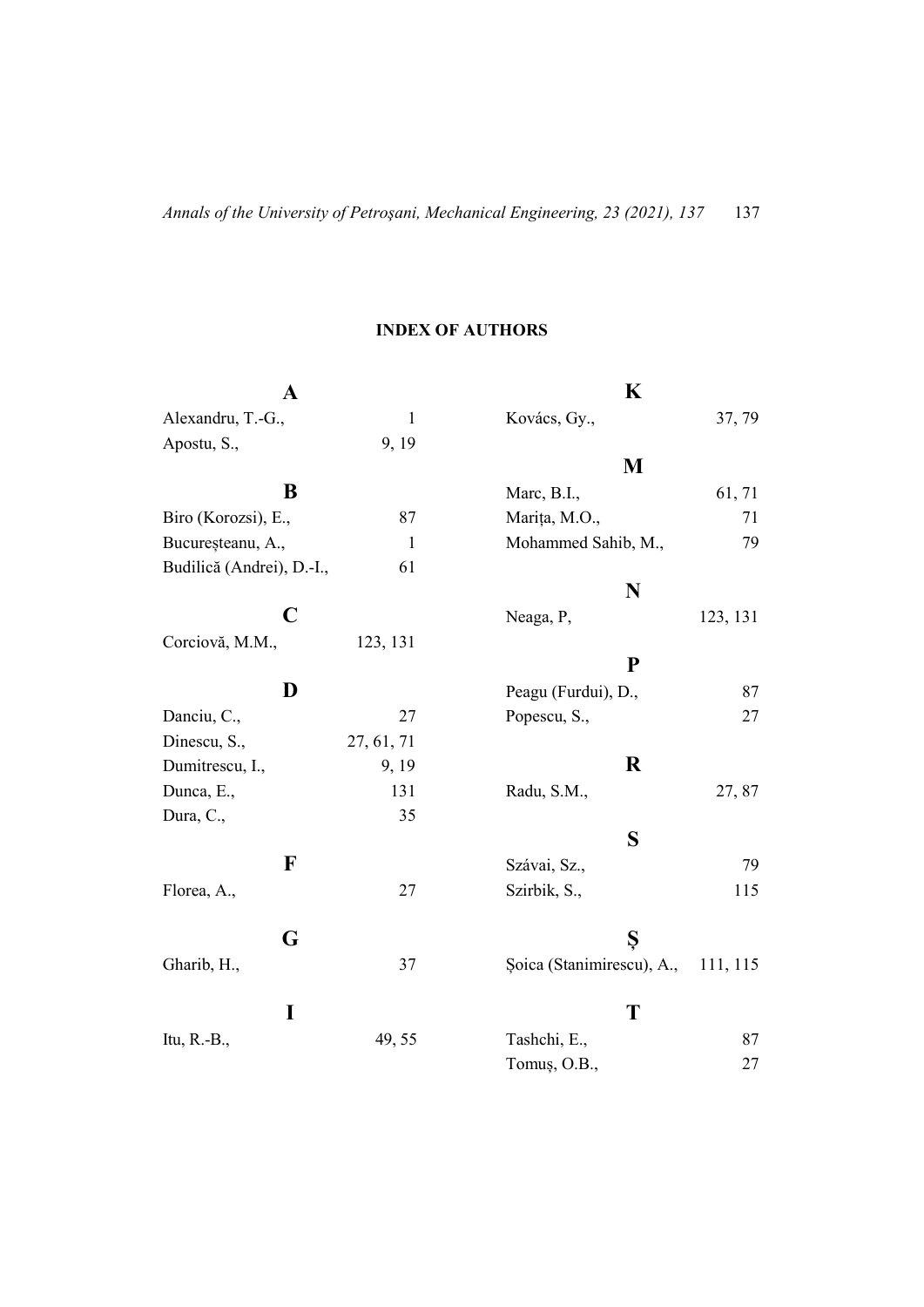## INDEX OF AUTHORS

### A

Alexandru, T.-G., 1
Apostu, S., 9, 19

### B

Biro (Korozsi), E., 87
Bucureșteanu, A., 1
Budilică (Andrei), D.-I., 61

### C

Corciovă, M.M., 123, 131

### D

Danciu, C., 27
Dinescu, S., 27, 61, 71
Dumitrescu, I., 9, 19
Dunca, E., 131
Dura, C., 35

### F

Florea, A., 27

### G

Gharib, H., 37

### I

Itu, R.-B., 49, 55

### K

Kovács, Gy., 37, 79

### M

Marc, B.I., 61, 71
Marița, M.O., 71
Mohammed Sahib, M., 79

### N

Neaga, P, 123, 131

### P

Peagu (Furdui), D., 87
Popescu, S., 27

### R

Radu, S.M., 27, 87

### S

Szávai, Sz., 79
Szirbik, S., 115

### Ș

Șoica (Stanimirescu), A., 111, 115

### T

Tashchi, E., 87
Tomuș, O.B., 27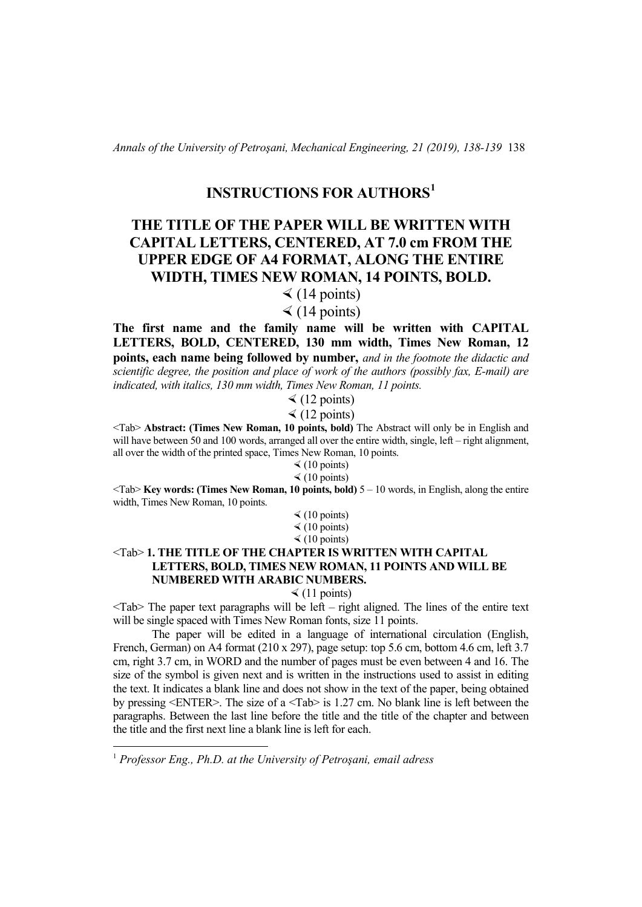# INSTRUCTIONS FOR AUTHORS[1]

## THE TITLE OF THE PAPER WILL BE WRITTEN WITH CAPITAL LETTERS, CENTERED, AT 7.0 cm FROM THE UPPER EDGE OF A4 FORMAT, ALONG THE ENTIRE WIDTH, TIMES NEW ROMAN, 14 POINTS, BOLD.

∢ (14 points)

∢ (14 points)

**The first name and the family name will be written with CAPITAL LETTERS, BOLD, CENTERED, 130 mm width, Times New Roman, 12 points, each name being followed by number,** *and in the footnote the didactic and scientific degree, the position and place of work of the authors (possibly fax, E-mail) are indicated, with italics, 130 mm width, Times New Roman, 11 points.*

∢ (12 points)

∢ (12 points)

<Tab> **Abstract: (Times New Roman, 10 points, bold)** The Abstract will only be in English and will have between 50 and 100 words, arranged all over the entire width, single, left – right alignment, all over the width of the printed space, Times New Roman, 10 points.

∢ (10 points)

∢ (10 points)

<Tab> **Key words: (Times New Roman, 10 points, bold)** 5 – 10 words, in English, along the entire width, Times New Roman, 10 points.

∢ (10 points)

∢ (10 points)

∢ (10 points)

<Tab> **1. THE TITLE OF THE CHAPTER IS WRITTEN WITH CAPITAL LETTERS, BOLD, TIMES NEW ROMAN, 11 POINTS AND WILL BE NUMBERED WITH ARABIC NUMBERS.**

∢ (11 points)

<Tab> The paper text paragraphs will be left – right aligned. The lines of the entire text will be single spaced with Times New Roman fonts, size 11 points.

The paper will be edited in a language of international circulation (English, French, German) on A4 format (210 x 297), page setup: top 5.6 cm, bottom 4.6 cm, left 3.7 cm, right 3.7 cm, in WORD and the number of pages must be even between 4 and 16. The size of the symbol is given next and is written in the instructions used to assist in editing the text. It indicates a blank line and does not show in the text of the paper, being obtained by pressing <ENTER>. The size of a <Tab> is 1.27 cm. No blank line is left between the paragraphs. Between the last line before the title and the title of the chapter and between the title and the first next line a blank line is left for each.

---

[1] *Professor Eng., Ph.D. at the University of Petroşani, email adress*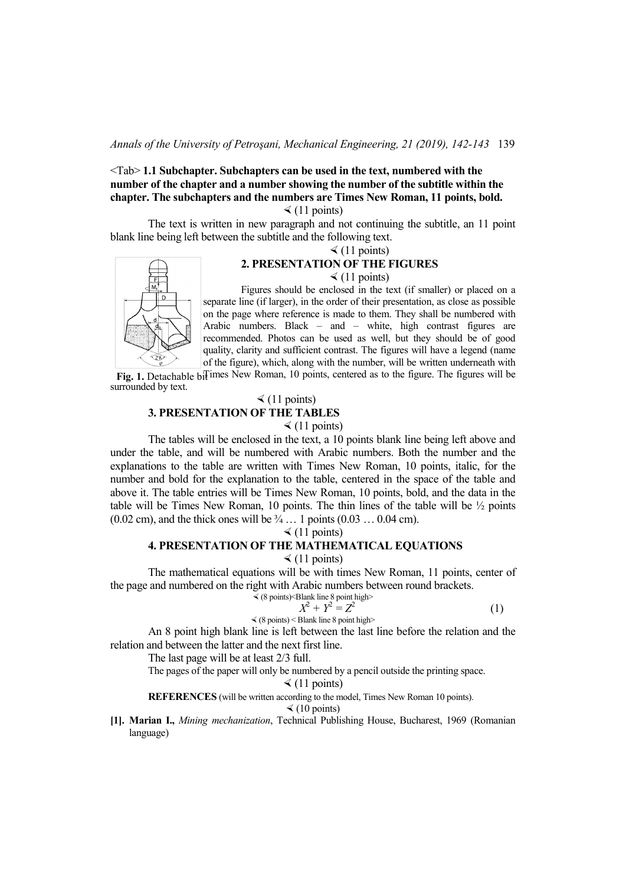<Tab> **1.1 Subchapter. Subchapters can be used in the text, numbered with the number of the chapter and a number showing the number of the subtitle within the chapter. The subchapters and the numbers are Times New Roman, 11 points, bold.**

∢ (11 points)

The text is written in new paragraph and not continuing the subtitle, an 11 point blank line being left between the subtitle and the following text.

∢ (11 points)

## 2. PRESENTATION OF THE FIGURES

∢ (11 points)

Figures should be enclosed in the text (if smaller) or placed on a separate line (if larger), in the order of their presentation, as close as possible on the page where reference is made to them. They shall be numbered with Arabic numbers. Black – and – white, high contrast figures are recommended. Photos can be used as well, but they should be of good quality, clarity and sufficient contrast. The figures will have a legend (name of the figure), which, along with the number, will be written underneath with Times New Roman, 10 points, centered as to the figure. The figures will be surrounded by text.

**Fig. 1.** Detachable bit

∢ (11 points)

## 3. PRESENTATION OF THE TABLES

∢ (11 points)

The tables will be enclosed in the text, a 10 points blank line being left above and under the table, and will be numbered with Arabic numbers. Both the number and the explanations to the table are written with Times New Roman, 10 points, italic, for the number and bold for the explanation to the table, centered in the space of the table and above it. The table entries will be Times New Roman, 10 points, bold, and the data in the table will be Times New Roman, 10 points. The thin lines of the table will be ½ points (0.02 cm), and the thick ones will be ¾ … 1 points (0.03 … 0.04 cm).

∢ (11 points)

## 4. PRESENTATION OF THE MATHEMATICAL EQUATIONS

∢ (11 points)

The mathematical equations will be with times New Roman, 11 points, center of the page and numbered on the right with Arabic numbers between round brackets.

∢ (8 points)<Blank line 8 point high>

$$X^2 + Y^2 = Z^2 \tag{1}$$

∢ (8 points) < Blank line 8 point high>

An 8 point high blank line is left between the last line before the relation and the relation and between the latter and the next first line.

The last page will be at least 2/3 full.

The pages of the paper will only be numbered by a pencil outside the printing space.

∢ (11 points)

**REFERENCES** (will be written according to the model, Times New Roman 10 points).

∢ (10 points)

**[1]. Marian I.,** *Mining mechanization*, Technical Publishing House, Bucharest, 1969 (Romanian language)